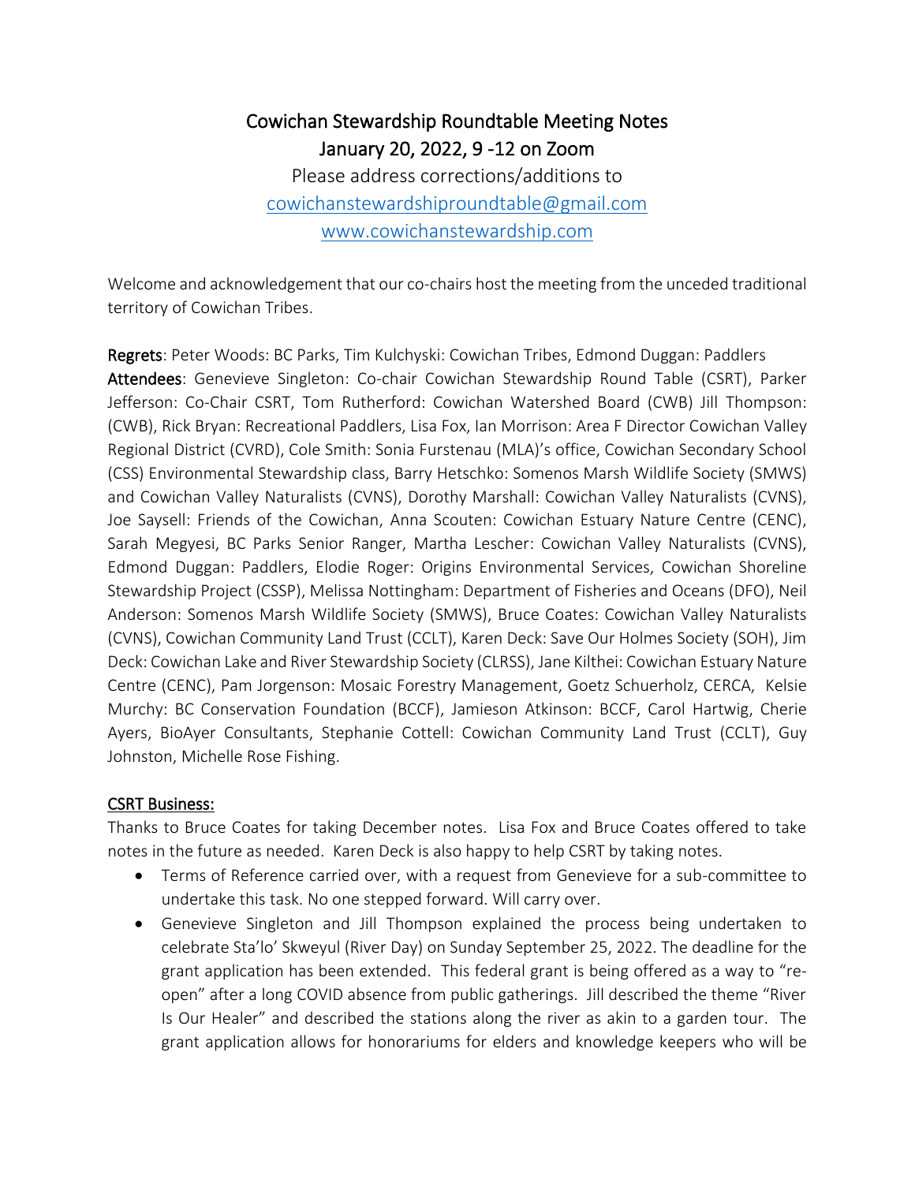# Cowichan Stewardship Roundtable Meeting Notes

## January 20, 2022, 9 -12 on Zoom

Please address corrections/additions to
cowichanstewardshiproundtable@gmail.com
www.cowichanstewardship.com

Welcome and acknowledgement that our co-chairs host the meeting from the unceded traditional territory of Cowichan Tribes.

**Regrets**: Peter Woods: BC Parks, Tim Kulchyski: Cowichan Tribes, Edmond Duggan: Paddlers

**Attendees**: Genevieve Singleton: Co-chair Cowichan Stewardship Round Table (CSRT), Parker Jefferson: Co-Chair CSRT, Tom Rutherford: Cowichan Watershed Board (CWB) Jill Thompson: (CWB), Rick Bryan: Recreational Paddlers, Lisa Fox, Ian Morrison: Area F Director Cowichan Valley Regional District (CVRD), Cole Smith: Sonia Furstenau (MLA)'s office, Cowichan Secondary School (CSS) Environmental Stewardship class, Barry Hetschko: Somenos Marsh Wildlife Society (SMWS) and Cowichan Valley Naturalists (CVNS), Dorothy Marshall: Cowichan Valley Naturalists (CVNS), Joe Saysell: Friends of the Cowichan, Anna Scouten: Cowichan Estuary Nature Centre (CENC), Sarah Megyesi, BC Parks Senior Ranger, Martha Lescher: Cowichan Valley Naturalists (CVNS), Edmond Duggan: Paddlers, Elodie Roger: Origins Environmental Services, Cowichan Shoreline Stewardship Project (CSSP), Melissa Nottingham: Department of Fisheries and Oceans (DFO), Neil Anderson: Somenos Marsh Wildlife Society (SMWS), Bruce Coates: Cowichan Valley Naturalists (CVNS), Cowichan Community Land Trust (CCLT), Karen Deck: Save Our Holmes Society (SOH), Jim Deck: Cowichan Lake and River Stewardship Society (CLRSS), Jane Kilthei: Cowichan Estuary Nature Centre (CENC), Pam Jorgenson: Mosaic Forestry Management, Goetz Schuerholz, CERCA, Kelsie Murchy: BC Conservation Foundation (BCCF), Jamieson Atkinson: BCCF, Carol Hartwig, Cherie Ayers, BioAyer Consultants, Stephanie Cottell: Cowichan Community Land Trust (CCLT), Guy Johnston, Michelle Rose Fishing.

## CSRT Business:

Thanks to Bruce Coates for taking December notes. Lisa Fox and Bruce Coates offered to take notes in the future as needed. Karen Deck is also happy to help CSRT by taking notes.

- Terms of Reference carried over, with a request from Genevieve for a sub-committee to undertake this task. No one stepped forward. Will carry over.
- Genevieve Singleton and Jill Thompson explained the process being undertaken to celebrate Sta'lo' Skweyul (River Day) on Sunday September 25, 2022. The deadline for the grant application has been extended. This federal grant is being offered as a way to "re-open" after a long COVID absence from public gatherings. Jill described the theme "River Is Our Healer" and described the stations along the river as akin to a garden tour. The grant application allows for honorariums for elders and knowledge keepers who will be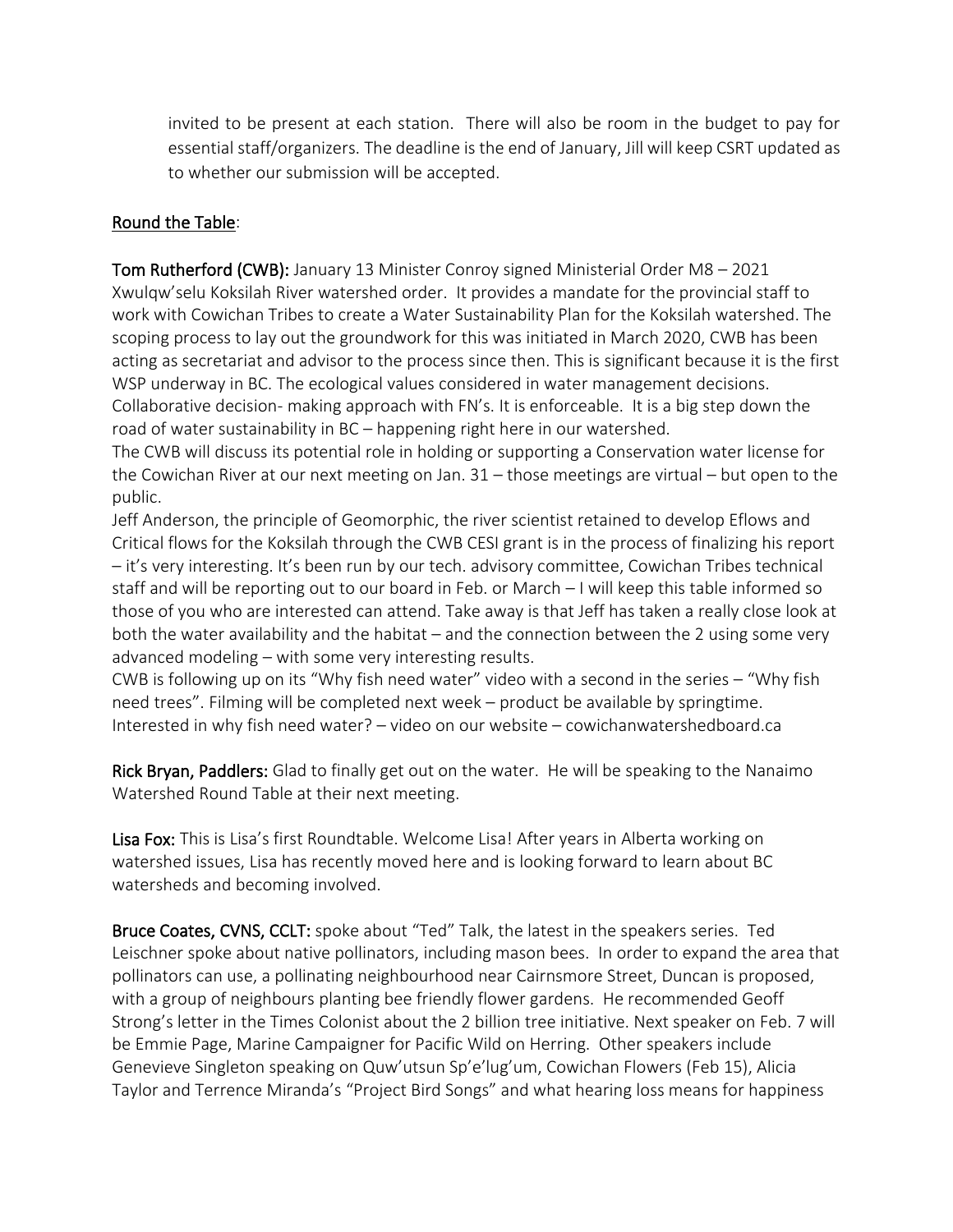invited to be present at each station. There will also be room in the budget to pay for essential staff/organizers. The deadline is the end of January, Jill will keep CSRT updated as to whether our submission will be accepted.

Round the Table:

**Tom Rutherford (CWB):** January 13 Minister Conroy signed Ministerial Order M8 – 2021 Xwulqw'selu Koksilah River watershed order. It provides a mandate for the provincial staff to work with Cowichan Tribes to create a Water Sustainability Plan for the Koksilah watershed. The scoping process to lay out the groundwork for this was initiated in March 2020, CWB has been acting as secretariat and advisor to the process since then. This is significant because it is the first WSP underway in BC. The ecological values considered in water management decisions. Collaborative decision- making approach with FN's. It is enforceable. It is a big step down the road of water sustainability in BC – happening right here in our watershed.

The CWB will discuss its potential role in holding or supporting a Conservation water license for the Cowichan River at our next meeting on Jan. 31 – those meetings are virtual – but open to the public.

Jeff Anderson, the principle of Geomorphic, the river scientist retained to develop Eflows and Critical flows for the Koksilah through the CWB CESI grant is in the process of finalizing his report – it's very interesting. It's been run by our tech. advisory committee, Cowichan Tribes technical staff and will be reporting out to our board in Feb. or March – I will keep this table informed so those of you who are interested can attend. Take away is that Jeff has taken a really close look at both the water availability and the habitat – and the connection between the 2 using some very advanced modeling – with some very interesting results.

CWB is following up on its "Why fish need water" video with a second in the series – "Why fish need trees". Filming will be completed next week – product be available by springtime. Interested in why fish need water? – video on our website – cowichanwatershedboard.ca

**Rick Bryan, Paddlers:** Glad to finally get out on the water. He will be speaking to the Nanaimo Watershed Round Table at their next meeting.

**Lisa Fox:** This is Lisa's first Roundtable. Welcome Lisa! After years in Alberta working on watershed issues, Lisa has recently moved here and is looking forward to learn about BC watersheds and becoming involved.

**Bruce Coates, CVNS, CCLT:** spoke about "Ted" Talk, the latest in the speakers series. Ted Leischner spoke about native pollinators, including mason bees. In order to expand the area that pollinators can use, a pollinating neighbourhood near Cairnsmore Street, Duncan is proposed, with a group of neighbours planting bee friendly flower gardens. He recommended Geoff Strong's letter in the Times Colonist about the 2 billion tree initiative. Next speaker on Feb. 7 will be Emmie Page, Marine Campaigner for Pacific Wild on Herring. Other speakers include Genevieve Singleton speaking on Quw'utsun Sp'e'lug'um, Cowichan Flowers (Feb 15), Alicia Taylor and Terrence Miranda's "Project Bird Songs" and what hearing loss means for happiness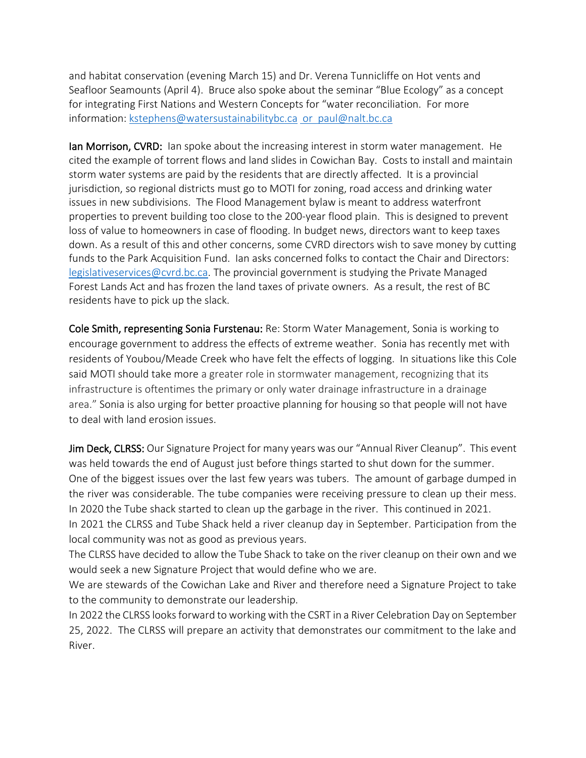and habitat conservation (evening March 15) and Dr. Verena Tunnicliffe on Hot vents and Seafloor Seamounts (April 4). Bruce also spoke about the seminar "Blue Ecology" as a concept for integrating First Nations and Western Concepts for "water reconciliation. For more information: kstephens@watersustainabilitybc.ca or paul@nalt.bc.ca

**Ian Morrison, CVRD:** Ian spoke about the increasing interest in storm water management. He cited the example of torrent flows and land slides in Cowichan Bay. Costs to install and maintain storm water systems are paid by the residents that are directly affected. It is a provincial jurisdiction, so regional districts must go to MOTI for zoning, road access and drinking water issues in new subdivisions. The Flood Management bylaw is meant to address waterfront properties to prevent building too close to the 200-year flood plain. This is designed to prevent loss of value to homeowners in case of flooding. In budget news, directors want to keep taxes down. As a result of this and other concerns, some CVRD directors wish to save money by cutting funds to the Park Acquisition Fund. Ian asks concerned folks to contact the Chair and Directors: legislativeservices@cvrd.bc.ca. The provincial government is studying the Private Managed Forest Lands Act and has frozen the land taxes of private owners. As a result, the rest of BC residents have to pick up the slack.

**Cole Smith, representing Sonia Furstenau:** Re: Storm Water Management, Sonia is working to encourage government to address the effects of extreme weather. Sonia has recently met with residents of Youbou/Meade Creek who have felt the effects of logging. In situations like this Cole said MOTI should take more a greater role in stormwater management, recognizing that its infrastructure is oftentimes the primary or only water drainage infrastructure in a drainage area." Sonia is also urging for better proactive planning for housing so that people will not have to deal with land erosion issues.

**Jim Deck, CLRSS:** Our Signature Project for many years was our "Annual River Cleanup". This event was held towards the end of August just before things started to shut down for the summer. One of the biggest issues over the last few years was tubers. The amount of garbage dumped in the river was considerable. The tube companies were receiving pressure to clean up their mess. In 2020 the Tube shack started to clean up the garbage in the river. This continued in 2021.
In 2021 the CLRSS and Tube Shack held a river cleanup day in September. Participation from the local community was not as good as previous years.
The CLRSS have decided to allow the Tube Shack to take on the river cleanup on their own and we would seek a new Signature Project that would define who we are.
We are stewards of the Cowichan Lake and River and therefore need a Signature Project to take to the community to demonstrate our leadership.
In 2022 the CLRSS looks forward to working with the CSRT in a River Celebration Day on September 25, 2022. The CLRSS will prepare an activity that demonstrates our commitment to the lake and River.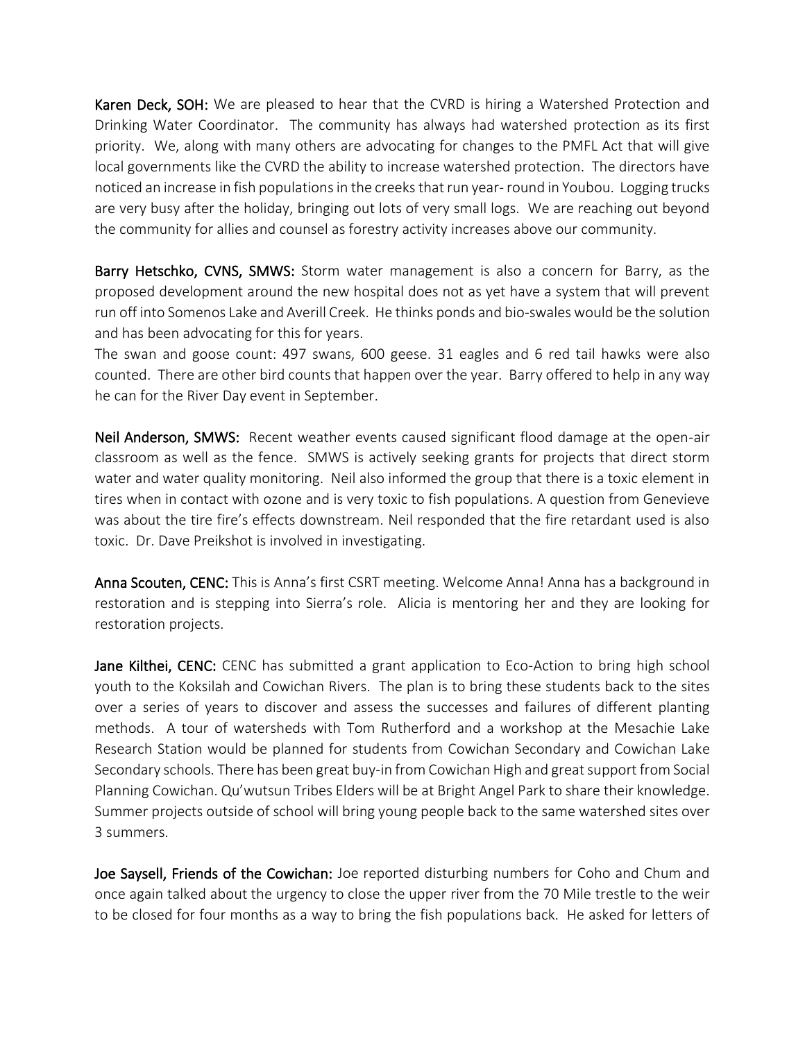**Karen Deck, SOH:** We are pleased to hear that the CVRD is hiring a Watershed Protection and Drinking Water Coordinator. The community has always had watershed protection as its first priority. We, along with many others are advocating for changes to the PMFL Act that will give local governments like the CVRD the ability to increase watershed protection. The directors have noticed an increase in fish populations in the creeks that run year- round in Youbou. Logging trucks are very busy after the holiday, bringing out lots of very small logs. We are reaching out beyond the community for allies and counsel as forestry activity increases above our community.

**Barry Hetschko, CVNS, SMWS:** Storm water management is also a concern for Barry, as the proposed development around the new hospital does not as yet have a system that will prevent run off into Somenos Lake and Averill Creek. He thinks ponds and bio-swales would be the solution and has been advocating for this for years.

The swan and goose count: 497 swans, 600 geese. 31 eagles and 6 red tail hawks were also counted. There are other bird counts that happen over the year. Barry offered to help in any way he can for the River Day event in September.

**Neil Anderson, SMWS:** Recent weather events caused significant flood damage at the open-air classroom as well as the fence. SMWS is actively seeking grants for projects that direct storm water and water quality monitoring. Neil also informed the group that there is a toxic element in tires when in contact with ozone and is very toxic to fish populations. A question from Genevieve was about the tire fire's effects downstream. Neil responded that the fire retardant used is also toxic. Dr. Dave Preikshot is involved in investigating.

**Anna Scouten, CENC:** This is Anna's first CSRT meeting. Welcome Anna! Anna has a background in restoration and is stepping into Sierra's role. Alicia is mentoring her and they are looking for restoration projects.

**Jane Kilthei, CENC:** CENC has submitted a grant application to Eco-Action to bring high school youth to the Koksilah and Cowichan Rivers. The plan is to bring these students back to the sites over a series of years to discover and assess the successes and failures of different planting methods. A tour of watersheds with Tom Rutherford and a workshop at the Mesachie Lake Research Station would be planned for students from Cowichan Secondary and Cowichan Lake Secondary schools. There has been great buy-in from Cowichan High and great support from Social Planning Cowichan. Qu'wutsun Tribes Elders will be at Bright Angel Park to share their knowledge. Summer projects outside of school will bring young people back to the same watershed sites over 3 summers.

**Joe Saysell, Friends of the Cowichan:** Joe reported disturbing numbers for Coho and Chum and once again talked about the urgency to close the upper river from the 70 Mile trestle to the weir to be closed for four months as a way to bring the fish populations back. He asked for letters of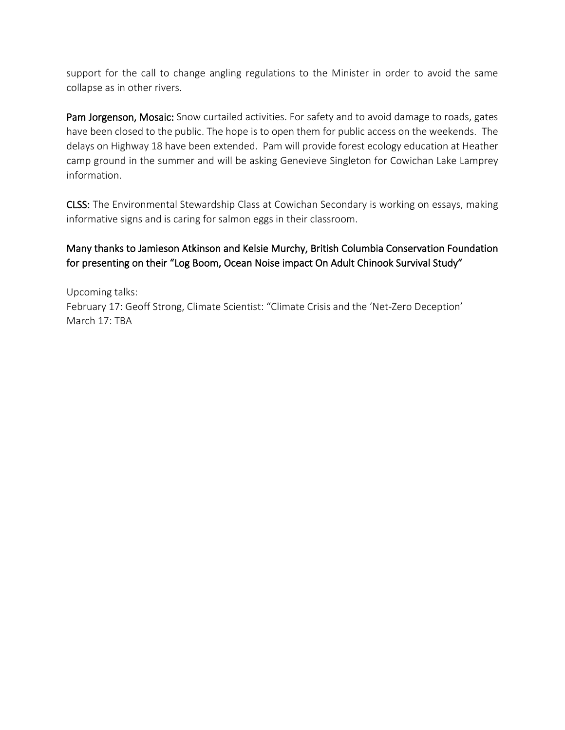support for the call to change angling regulations to the Minister in order to avoid the same collapse as in other rivers.

**Pam Jorgenson, Mosaic:** Snow curtailed activities. For safety and to avoid damage to roads, gates have been closed to the public. The hope is to open them for public access on the weekends. The delays on Highway 18 have been extended. Pam will provide forest ecology education at Heather camp ground in the summer and will be asking Genevieve Singleton for Cowichan Lake Lamprey information.

**CLSS:** The Environmental Stewardship Class at Cowichan Secondary is working on essays, making informative signs and is caring for salmon eggs in their classroom.

**Many thanks to Jamieson Atkinson and Kelsie Murchy, British Columbia Conservation Foundation for presenting on their "Log Boom, Ocean Noise impact On Adult Chinook Survival Study"**

Upcoming talks:
February 17: Geoff Strong, Climate Scientist: "Climate Crisis and the 'Net-Zero Deception'
March 17: TBA